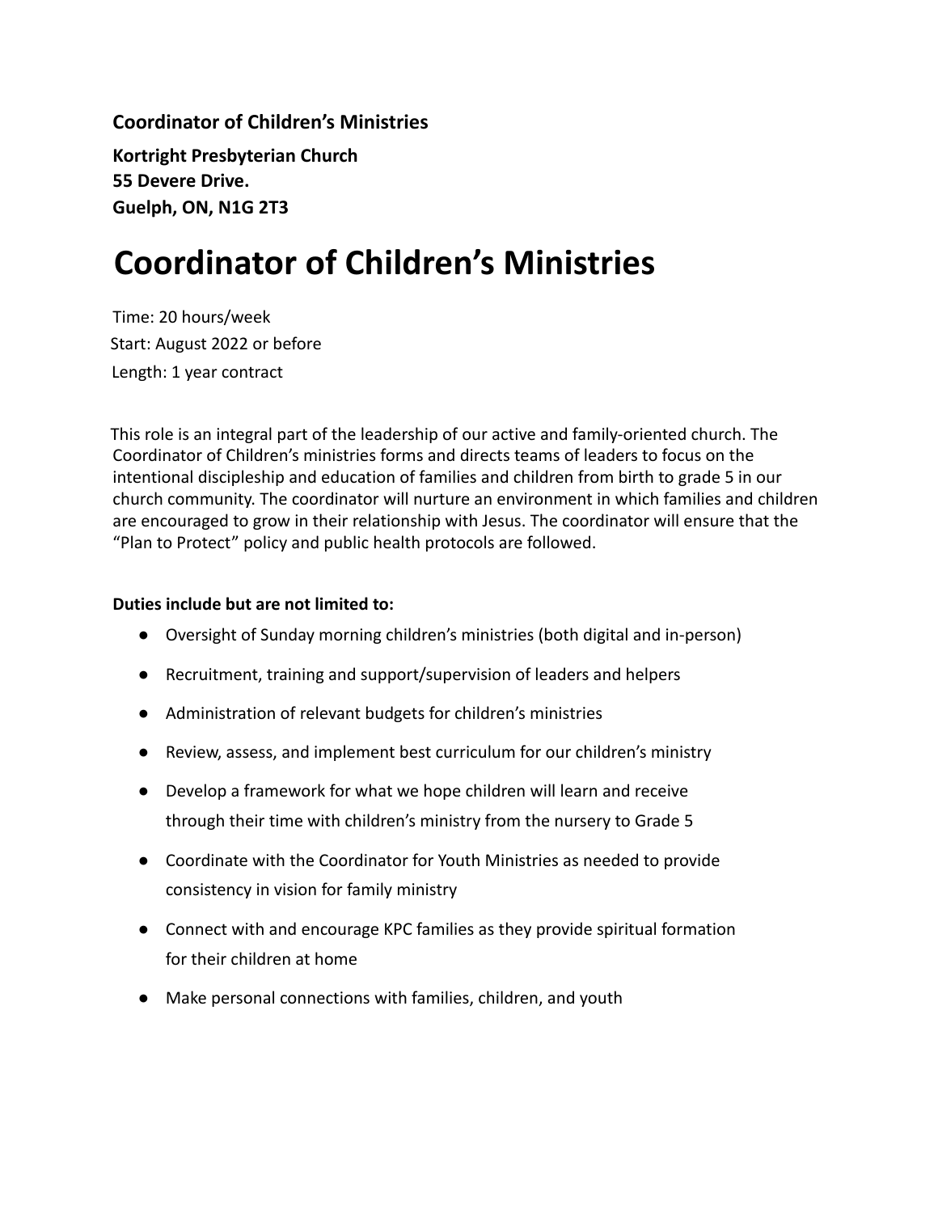**Coordinator of Children's Ministries**

**Kortright Presbyterian Church**
**55 Devere Drive.**
**Guelph, ON, N1G 2T3**

# Coordinator of Children's Ministries

Time: 20 hours/week
Start: August 2022 or before
Length: 1 year contract

This role is an integral part of the leadership of our active and family-oriented church. The Coordinator of Children's ministries forms and directs teams of leaders to focus on the intentional discipleship and education of families and children from birth to grade 5 in our church community. The coordinator will nurture an environment in which families and children are encouraged to grow in their relationship with Jesus. The coordinator will ensure that the "Plan to Protect" policy and public health protocols are followed.

**Duties include but are not limited to:**

- Oversight of Sunday morning children's ministries (both digital and in-person)
- Recruitment, training and support/supervision of leaders and helpers
- Administration of relevant budgets for children's ministries
- Review, assess, and implement best curriculum for our children's ministry
- Develop a framework for what we hope children will learn and receive through their time with children's ministry from the nursery to Grade 5
- Coordinate with the Coordinator for Youth Ministries as needed to provide consistency in vision for family ministry
- Connect with and encourage KPC families as they provide spiritual formation for their children at home
- Make personal connections with families, children, and youth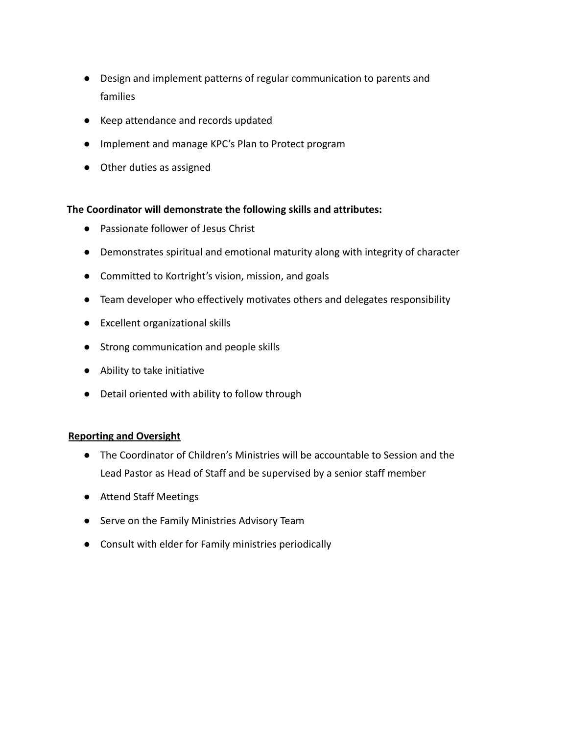- Design and implement patterns of regular communication to parents and families
- Keep attendance and records updated
- Implement and manage KPC's Plan to Protect program
- Other duties as assigned

**The Coordinator will demonstrate the following skills and attributes:**

- Passionate follower of Jesus Christ
- Demonstrates spiritual and emotional maturity along with integrity of character
- Committed to Kortright's vision, mission, and goals
- Team developer who effectively motivates others and delegates responsibility
- Excellent organizational skills
- Strong communication and people skills
- Ability to take initiative
- Detail oriented with ability to follow through

**<u>Reporting and Oversight</u>**

- The Coordinator of Children's Ministries will be accountable to Session and the Lead Pastor as Head of Staff and be supervised by a senior staff member
- Attend Staff Meetings
- Serve on the Family Ministries Advisory Team
- Consult with elder for Family ministries periodically